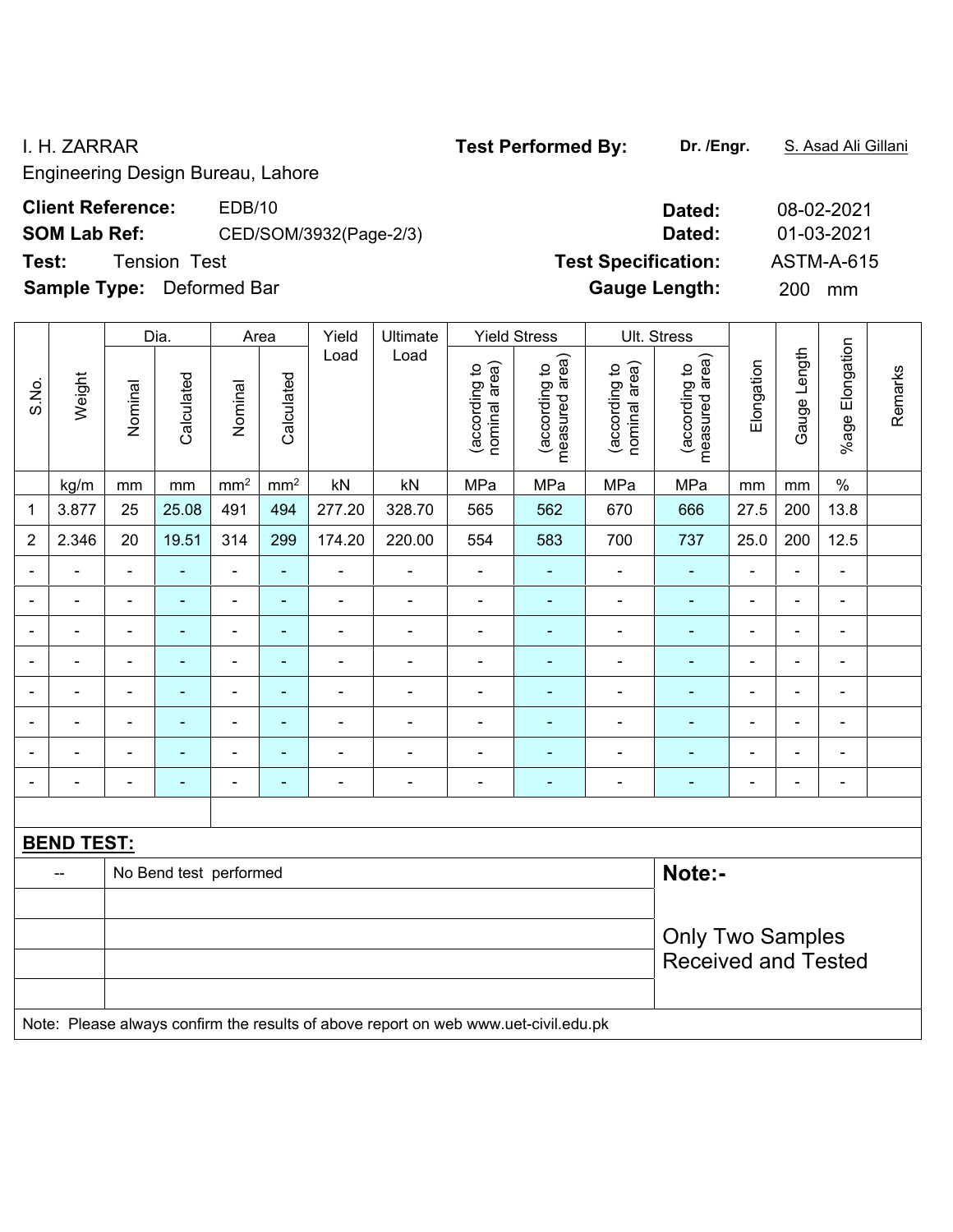I. H. ZARRAR

Engineering Design Bureau, Lahore

**Test Performed By:** **Dr. /Engr.** S. Asad Ali Gillani

**Client Reference:** EDB/10 **Dated:** 08-02-2021

**SOM Lab Ref:** CED/SOM/3932(Page-2/3) **Dated:** 01-03-2021

**Test:** Tension Test **Test Specification:** ASTM-A-615

**Sample Type:** Deformed Bar **Gauge Length:** 200 mm

| S.No. | Weight | Dia. | | Area | | Yield Load | Ultimate Load | Yield Stress | | Ult. Stress | | Elongation | Gauge Length | %age Elongation | Remarks |
|---|---|---|---|---|---|---|---|---|---|---|---|---|---|---|---|
| | | Nominal | Calculated | Nominal | Calculated | | | (according to nominal area) | (according to measured area) | (according to nominal area) | (according to measured area) | | | | |
| | kg/m | mm | mm | mm² | mm² | kN | kN | MPa | MPa | MPa | MPa | mm | mm | % | |
| 1 | 3.877 | 25 | 25.08 | 491 | 494 | 277.20 | 328.70 | 565 | 562 | 670 | 666 | 27.5 | 200 | 13.8 | |
| 2 | 2.346 | 20 | 19.51 | 314 | 299 | 174.20 | 220.00 | 554 | 583 | 700 | 737 | 25.0 | 200 | 12.5 | |
| - | - | - | - | - | - | - | - | - | - | - | - | - | - | - | |
| - | - | - | - | - | - | - | - | - | - | - | - | - | - | - | |
| - | - | - | - | - | - | - | - | - | - | - | - | - | - | - | |
| - | - | - | - | - | - | - | - | - | - | - | - | - | - | - | |
| - | - | - | - | - | - | - | - | - | - | - | - | - | - | - | |
| - | - | - | - | - | - | - | - | - | - | - | - | - | - | - | |
| - | - | - | - | - | - | - | - | - | - | - | - | - | - | - | |
| - | - | - | - | - | - | - | - | - | - | - | - | - | - | - | |

**BEND TEST:**

| -- | No Bend test performed |
|---|---|

**Note:-**

Only Two Samples Received and Tested

Note: Please always confirm the results of above report on web www.uet-civil.edu.pk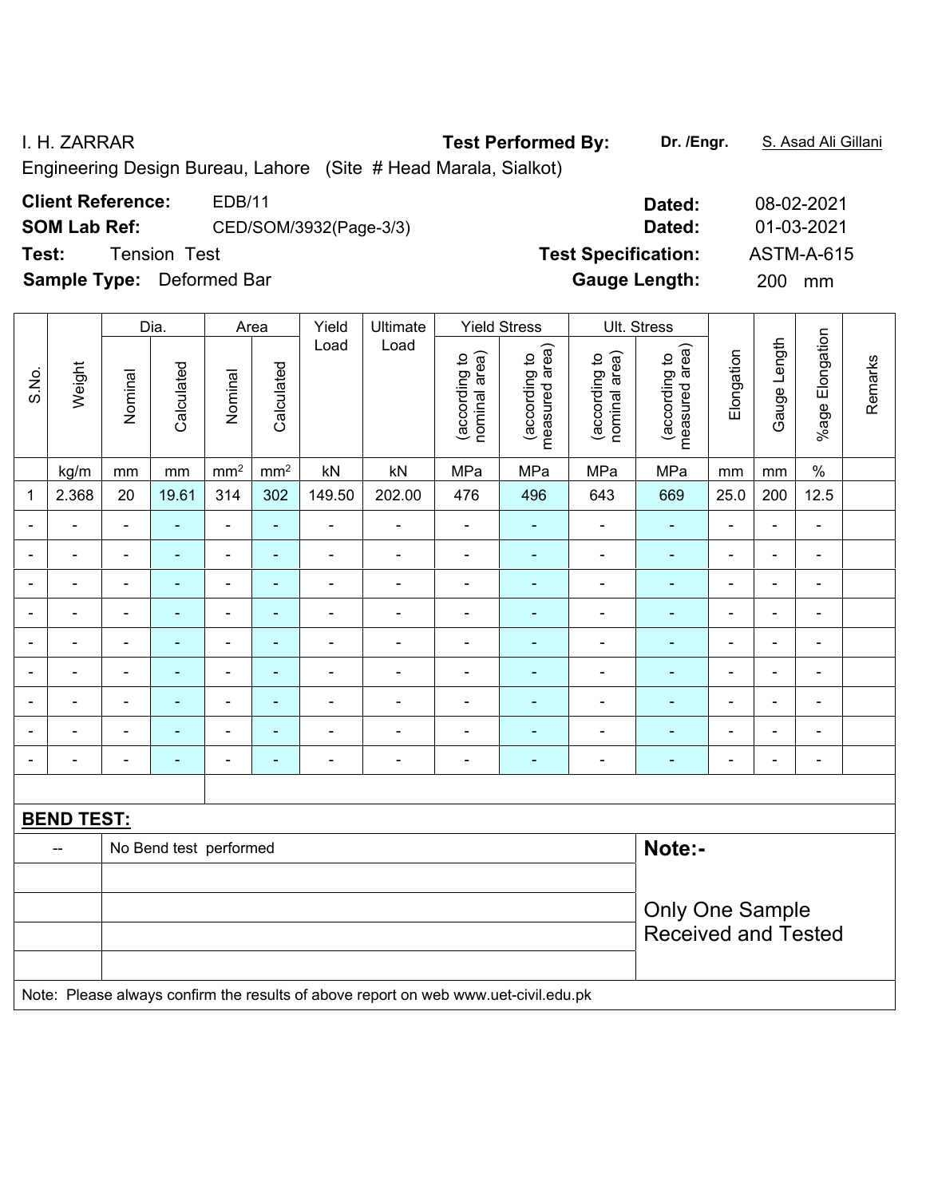I. H. ZARRAR **Test Performed By:** **Dr. /Engr.** S. Asad Ali Gillani

Engineering Design Bureau, Lahore (Site # Head Marala, Sialkot)

**Client Reference:** EDB/11 **Dated:** 08-02-2021

**SOM Lab Ref:** CED/SOM/3932(Page-3/3) **Dated:** 01-03-2021

**Test:** Tension Test **Test Specification:** ASTM-A-615

**Sample Type:** Deformed Bar **Gauge Length:** 200 mm

| S.No. | Weight | Dia. | | Area | | Yield Load | Ultimate Load | Yield Stress | | Ult. Stress | | Elongation | Gauge Length | %age Elongation | Remarks |
|---|---|---|---|---|---|---|---|---|---|---|---|---|---|---|---|
| | | Nominal | Calculated | Nominal | Calculated | | | (according to nominal area) | (according to measured area) | (according to nominal area) | (according to measured area) | | | | |
| | kg/m | mm | mm | mm² | mm² | kN | kN | MPa | MPa | MPa | MPa | mm | mm | % | |
| 1 | 2.368 | 20 | 19.61 | 314 | 302 | 149.50 | 202.00 | 476 | 496 | 643 | 669 | 25.0 | 200 | 12.5 | |
| - | - | - | - | - | - | - | - | - | - | - | - | - | - | - | |
| - | - | - | - | - | - | - | - | - | - | - | - | - | - | - | |
| - | - | - | - | - | - | - | - | - | - | - | - | - | - | - | |
| - | - | - | - | - | - | - | - | - | - | - | - | - | - | - | |
| - | - | - | - | - | - | - | - | - | - | - | - | - | - | - | |
| - | - | - | - | - | - | - | - | - | - | - | - | - | - | - | |
| - | - | - | - | - | - | - | - | - | - | - | - | - | - | - | |
| - | - | - | - | - | - | - | - | - | - | - | - | - | - | - | |
| - | - | - | - | - | - | - | - | - | - | - | - | - | - | - | |

**BEND TEST:**

| | | |
|---|---|---|
| -- | No Bend test performed | **Note:-** |
| | | Only One Sample Received and Tested |

Note: Please always confirm the results of above report on web www.uet-civil.edu.pk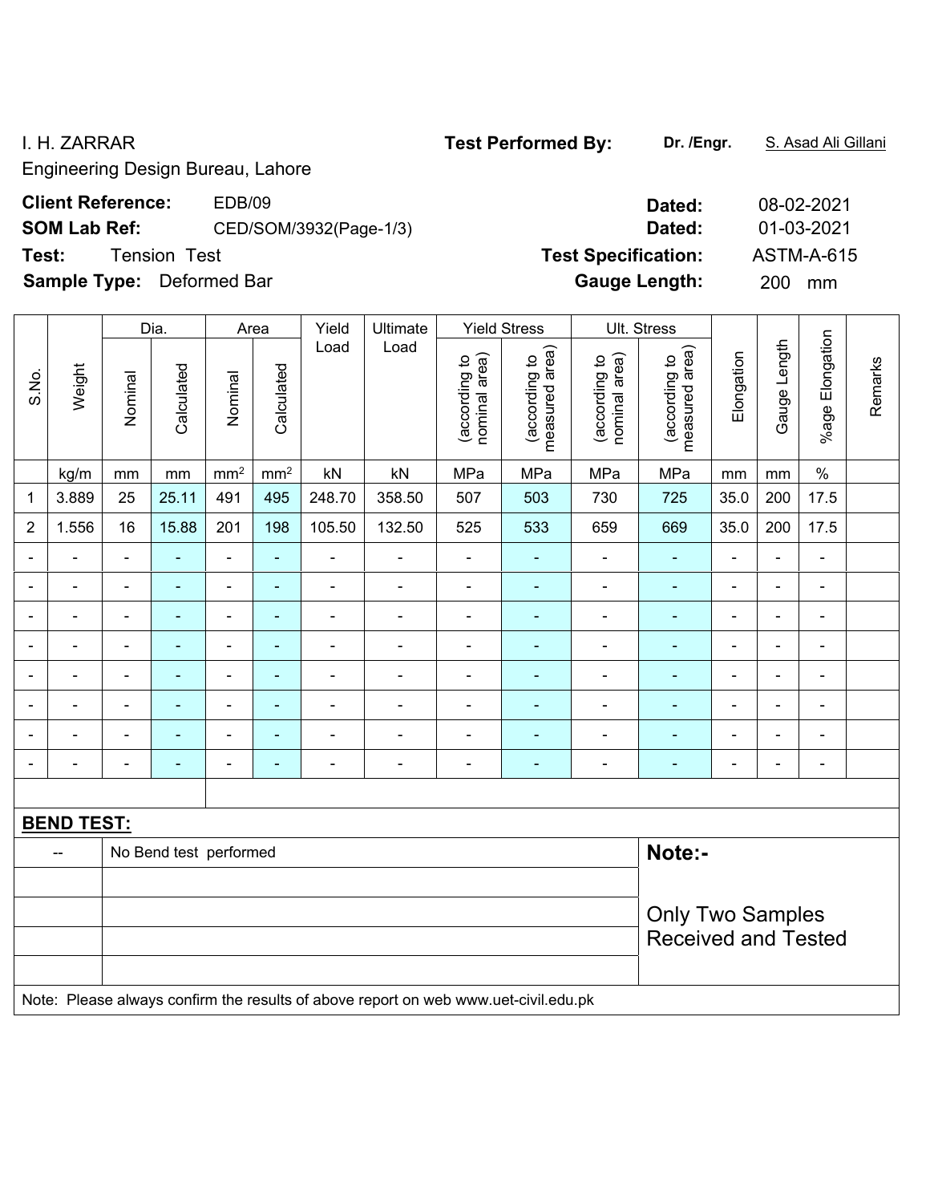I. H. ZARRAR

Engineering Design Bureau, Lahore

**Test Performed By:** **Dr. /Engr.** S. Asad Ali Gillani

**Client Reference:** EDB/09 **Dated:** 08-02-2021

**SOM Lab Ref:** CED/SOM/3932(Page-1/3) **Dated:** 01-03-2021

**Test:** Tension Test **Test Specification:** ASTM-A-615

**Sample Type:** Deformed Bar **Gauge Length:** 200 mm

| S.No. | Weight | Dia. | | Area | | Yield Load | Ultimate Load | Yield Stress | | Ult. Stress | | Elongation | Gauge Length | %age Elongation | Remarks |
|---|---|---|---|---|---|---|---|---|---|---|---|---|---|---|---|
| | | Nominal | Calculated | Nominal | Calculated | | | (according to nominal area) | (according to measured area) | (according to nominal area) | (according to measured area) | | | | |
| | kg/m | mm | mm | mm² | mm² | kN | kN | MPa | MPa | MPa | MPa | mm | mm | % | |
| 1 | 3.889 | 25 | 25.11 | 491 | 495 | 248.70 | 358.50 | 507 | 503 | 730 | 725 | 35.0 | 200 | 17.5 | |
| 2 | 1.556 | 16 | 15.88 | 201 | 198 | 105.50 | 132.50 | 525 | 533 | 659 | 669 | 35.0 | 200 | 17.5 | |
| - | - | - | - | - | - | - | - | - | - | - | - | - | - | - | |
| - | - | - | - | - | - | - | - | - | - | - | - | - | - | - | |
| - | - | - | - | - | - | - | - | - | - | - | - | - | - | - | |
| - | - | - | - | - | - | - | - | - | - | - | - | - | - | - | |
| - | - | - | - | - | - | - | - | - | - | - | - | - | - | - | |
| - | - | - | - | - | - | - | - | - | - | - | - | - | - | - | |
| - | - | - | - | - | - | - | - | - | - | - | - | - | - | - | |
| - | - | - | - | - | - | - | - | - | - | - | - | - | - | - | |

**BEND TEST:**

| | | |
|---|---|---|
| -- | No Bend test performed | **Note:-** |
| | | Only Two Samples Received and Tested |

Note: Please always confirm the results of above report on web www.uet-civil.edu.pk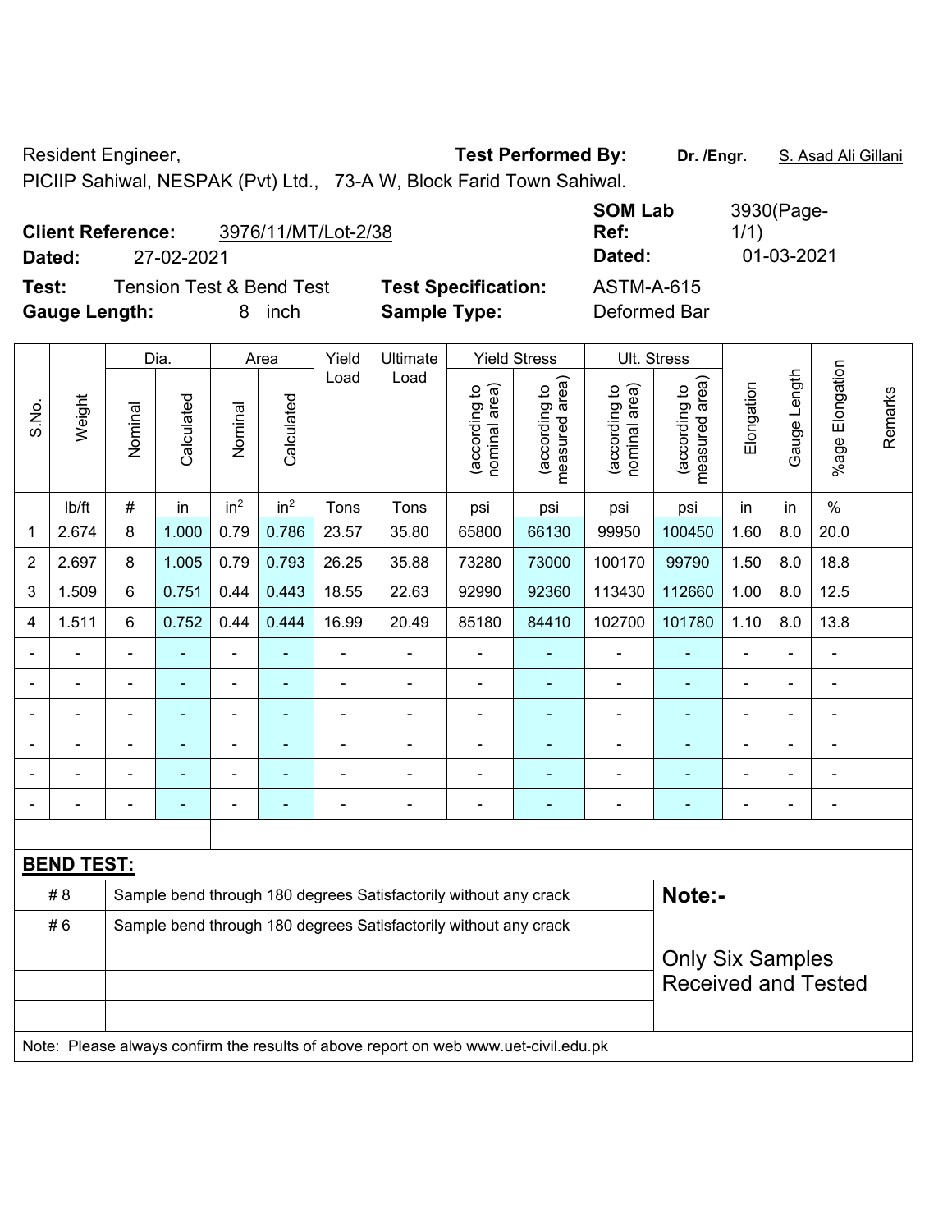Resident Engineer, **Test Performed By:** **Dr. /Engr.** S. Asad Ali Gillani

PICIIP Sahiwal, NESPAK (Pvt) Ltd., 73-A W, Block Farid Town Sahiwal.

**Client Reference:** 3976/11/MT/Lot-2/38 **SOM Lab Ref:** 3930(Page-1/1)

**Dated:** 27-02-2021 **Dated:** 01-03-2021

**Test:** Tension Test & Bend Test **Test Specification:** ASTM-A-615

**Gauge Length:** 8 inch **Sample Type:** Deformed Bar

| S.No. | Weight | Dia. | | Area | | Yield Load | Ultimate Load | Yield Stress | | Ult. Stress | | Elongation | Gauge Length | %age Elongation | Remarks |
|---|---|---|---|---|---|---|---|---|---|---|---|---|---|---|---|
| | | Nominal | Calculated | Nominal | Calculated | | | (according to nominal area) | (according to measured area) | (according to nominal area) | (according to measured area) | | | | |
| | lb/ft | # | in | $in^2$ | $in^2$ | Tons | Tons | psi | psi | psi | psi | in | in | % | |
| 1 | 2.674 | 8 | 1.000 | 0.79 | 0.786 | 23.57 | 35.80 | 65800 | 66130 | 99950 | 100450 | 1.60 | 8.0 | 20.0 | |
| 2 | 2.697 | 8 | 1.005 | 0.79 | 0.793 | 26.25 | 35.88 | 73280 | 73000 | 100170 | 99790 | 1.50 | 8.0 | 18.8 | |
| 3 | 1.509 | 6 | 0.751 | 0.44 | 0.443 | 18.55 | 22.63 | 92990 | 92360 | 113430 | 112660 | 1.00 | 8.0 | 12.5 | |
| 4 | 1.511 | 6 | 0.752 | 0.44 | 0.444 | 16.99 | 20.49 | 85180 | 84410 | 102700 | 101780 | 1.10 | 8.0 | 13.8 | |
| - | - | - | - | - | - | - | - | - | - | - | - | - | - | - | |
| - | - | - | - | - | - | - | - | - | - | - | - | - | - | - | |
| - | - | - | - | - | - | - | - | - | - | - | - | - | - | - | |
| - | - | - | - | - | - | - | - | - | - | - | - | - | - | - | |
| - | - | - | - | - | - | - | - | - | - | - | - | - | - | - | |
| - | - | - | - | - | - | - | - | - | - | - | - | - | - | - | |

**BEND TEST:**

| | | |
|---|---|---|
| # 8 | Sample bend through 180 degrees Satisfactorily without any crack | **Note:-** |
| # 6 | Sample bend through 180 degrees Satisfactorily without any crack | Only Six Samples Received and Tested |

Note: Please always confirm the results of above report on web www.uet-civil.edu.pk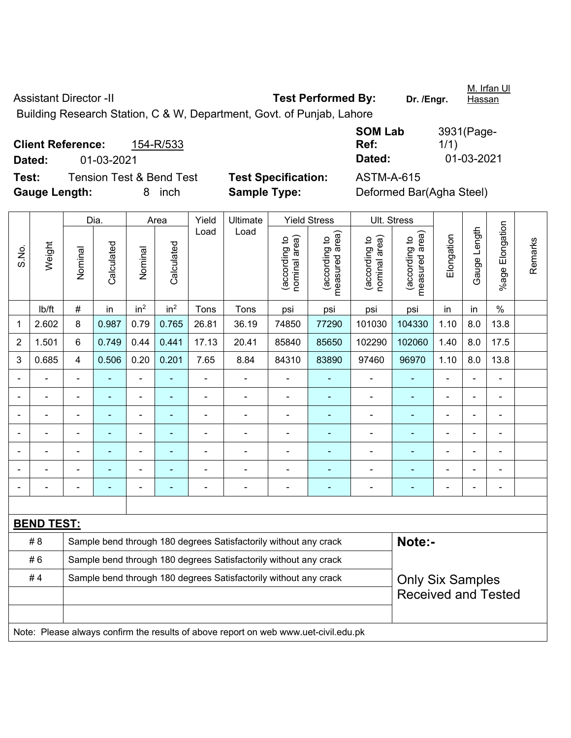Assistant Director -II

Building Research Station, C & W, Department, Govt. of Punjab, Lahore

**Test Performed By:** Dr. /Engr. M. Irfan Ul Hassan

**Client Reference:** 154-R/533

**Dated:** 01-03-2021

**SOM Lab Ref:** 3931(Page-1/1)

**Dated:** 01-03-2021

**Test:** Tension Test & Bend Test

**Test Specification:** ASTM-A-615

**Gauge Length:** 8 inch

**Sample Type:** Deformed Bar(Agha Steel)

| S.No. | Weight | Dia. | | Area | | Yield Load | Ultimate Load | Yield Stress | | Ult. Stress | | Elongation | Gauge Length | %age Elongation | Remarks |
|---|---|---|---|---|---|---|---|---|---|---|---|---|---|---|---|
| | | Nominal | Calculated | Nominal | Calculated | | | (according to nominal area) | (according to measured area) | (according to nominal area) | (according to measured area) | | | | |
| | lb/ft | # | in | in² | in² | Tons | Tons | psi | psi | psi | psi | in | in | % | |
| 1 | 2.602 | 8 | 0.987 | 0.79 | 0.765 | 26.81 | 36.19 | 74850 | 77290 | 101030 | 104330 | 1.10 | 8.0 | 13.8 | |
| 2 | 1.501 | 6 | 0.749 | 0.44 | 0.441 | 17.13 | 20.41 | 85840 | 85650 | 102290 | 102060 | 1.40 | 8.0 | 17.5 | |
| 3 | 0.685 | 4 | 0.506 | 0.20 | 0.201 | 7.65 | 8.84 | 84310 | 83890 | 97460 | 96970 | 1.10 | 8.0 | 13.8 | |
| - | - | - | - | - | - | - | - | - | - | - | - | - | - | - | |
| - | - | - | - | - | - | - | - | - | - | - | - | - | - | - | |
| - | - | - | - | - | - | - | - | - | - | - | - | - | - | - | |
| - | - | - | - | - | - | - | - | - | - | - | - | - | - | - | |
| - | - | - | - | - | - | - | - | - | - | - | - | - | - | - | |
| - | - | - | - | - | - | - | - | - | - | - | - | - | - | - | |
| - | - | - | - | - | - | - | - | - | - | - | - | - | - | - | |

**BEND TEST:**

| | | |
|---|---|---|
| # 8 | Sample bend through 180 degrees Satisfactorily without any crack | **Note:-** |
| # 6 | Sample bend through 180 degrees Satisfactorily without any crack | |
| # 4 | Sample bend through 180 degrees Satisfactorily without any crack | Only Six Samples Received and Tested |
| | | |
| | | |

Note: Please always confirm the results of above report on web www.uet-civil.edu.pk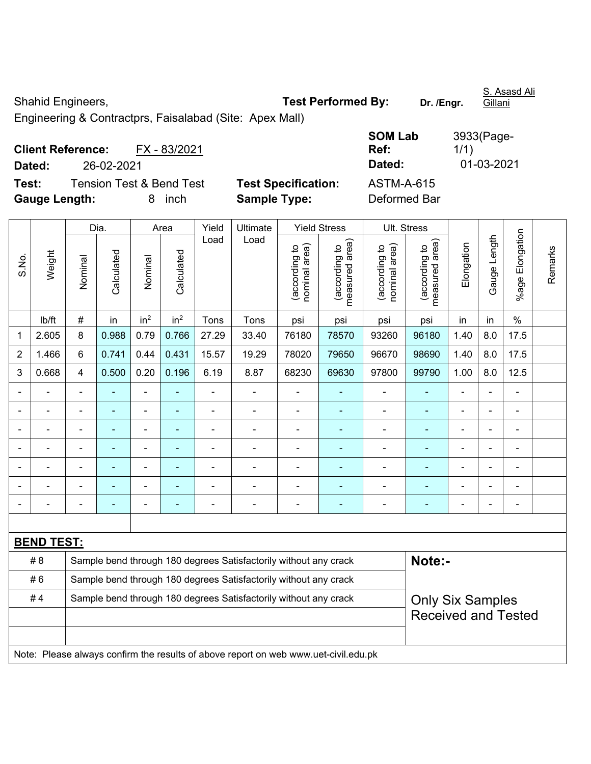Shahid Engineers, **Test Performed By:** **Dr. /Engr.** S. Asasd Ali Gillani

Engineering & Contractprs, Faisalabad (Site: Apex Mall)

**Client Reference:** FX - 83/2021 **SOM Lab Ref:** 3933(Page-1/1)

**Dated:** 26-02-2021 **Dated:** 01-03-2021

**Test:** Tension Test & Bend Test **Test Specification:** ASTM-A-615

**Gauge Length:** 8 inch **Sample Type:** Deformed Bar

| S.No. | Weight | Dia. | | Area | | Yield Load | Ultimate Load | Yield Stress | | Ult. Stress | | Elongation | Gauge Length | %age Elongation | Remarks |
|---|---|---|---|---|---|---|---|---|---|---|---|---|---|---|---|
| | | Nominal | Calculated | Nominal | Calculated | | | (according to nominal area) | (according to measured area) | (according to nominal area) | (according to measured area) | | | | |
| | lb/ft | # | in | in$^2$ | in$^2$ | Tons | Tons | psi | psi | psi | psi | in | in | % | |
| 1 | 2.605 | 8 | 0.988 | 0.79 | 0.766 | 27.29 | 33.40 | 76180 | 78570 | 93260 | 96180 | 1.40 | 8.0 | 17.5 | |
| 2 | 1.466 | 6 | 0.741 | 0.44 | 0.431 | 15.57 | 19.29 | 78020 | 79650 | 96670 | 98690 | 1.40 | 8.0 | 17.5 | |
| 3 | 0.668 | 4 | 0.500 | 0.20 | 0.196 | 6.19 | 8.87 | 68230 | 69630 | 97800 | 99790 | 1.00 | 8.0 | 12.5 | |
| - | - | - | - | - | - | - | - | - | - | - | - | - | - | - | |
| - | - | - | - | - | - | - | - | - | - | - | - | - | - | - | |
| - | - | - | - | - | - | - | - | - | - | - | - | - | - | - | |
| - | - | - | - | - | - | - | - | - | - | - | - | - | - | - | |
| - | - | - | - | - | - | - | - | - | - | - | - | - | - | - | |
| - | - | - | - | - | - | - | - | - | - | - | - | - | - | - | |
| - | - | - | - | - | - | - | - | - | - | - | - | - | - | - | |

**BEND TEST:**

| | | |
|---|---|---|
| # 8 | Sample bend through 180 degrees Satisfactorily without any crack | **Note:-** |
| # 6 | Sample bend through 180 degrees Satisfactorily without any crack | |
| # 4 | Sample bend through 180 degrees Satisfactorily without any crack | Only Six Samples Received and Tested |

Note: Please always confirm the results of above report on web www.uet-civil.edu.pk